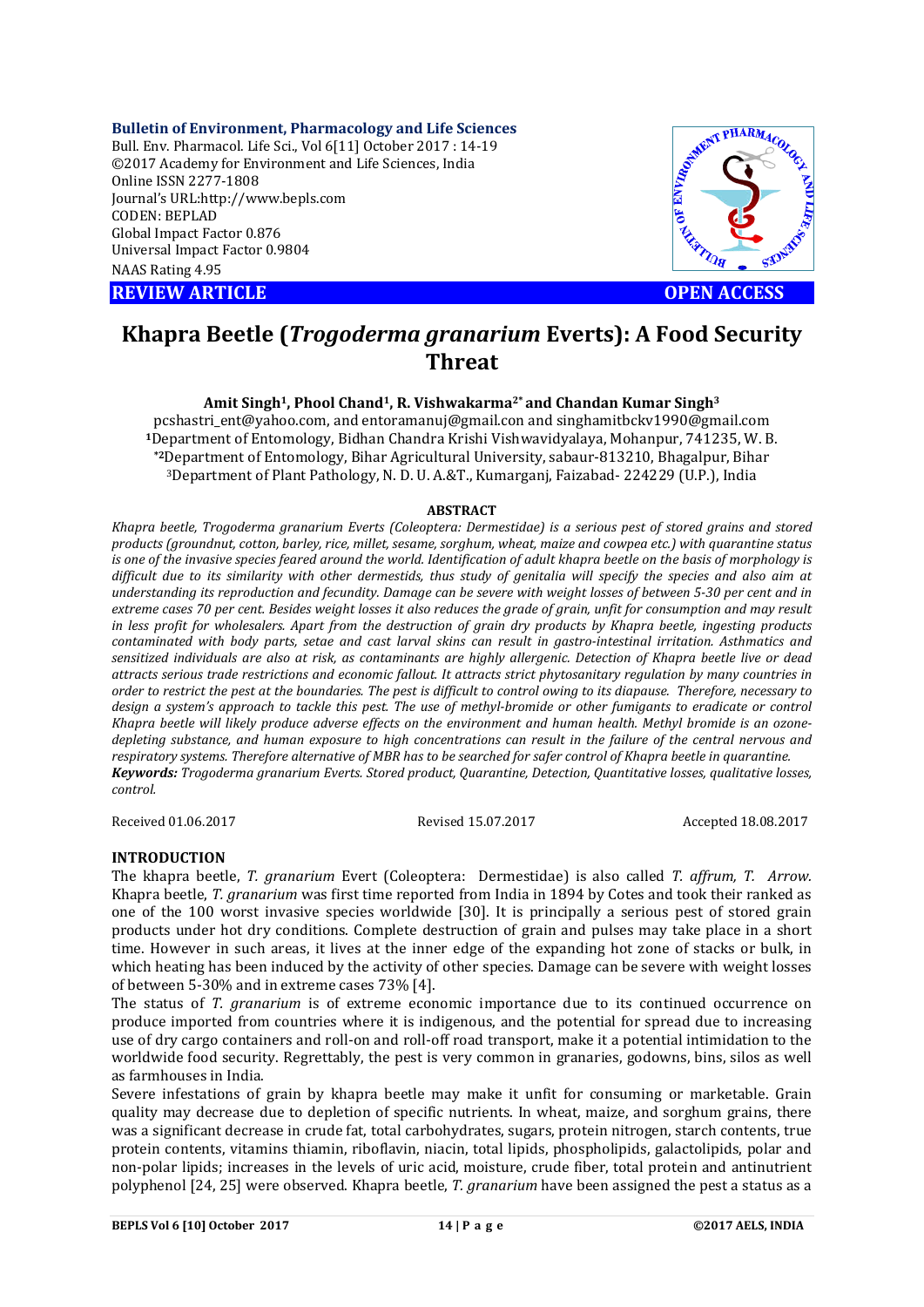# Khapra Beetle (*Trogoderma granarium* Everts): A Food Security Threat

**Amit Singh[1], Phool Chand[1], R. Vishwakarma[2*] and Chandan Kumar Singh[3]**

pcshastri_ent@yahoo.com, and entoramanuj@gmail.con and singhamitbckv1990@gmail.com
[1]Department of Entomology, Bidhan Chandra Krishi Vishwavidyalaya, Mohanpur, 741235, W. B.
[*2]Department of Entomology, Bihar Agricultural University, sabaur-813210, Bhagalpur, Bihar
[3]Department of Plant Pathology, N. D. U. A.&T., Kumarganj, Faizabad- 224229 (U.P.), India

## ABSTRACT

*Khapra beetle, Trogoderma granarium Everts (Coleoptera: Dermestidae) is a serious pest of stored grains and stored products (groundnut, cotton, barley, rice, millet, sesame, sorghum, wheat, maize and cowpea etc.) with quarantine status is one of the invasive species feared around the world. Identification of adult khapra beetle on the basis of morphology is difficult due to its similarity with other dermestids, thus study of genitalia will specify the species and also aim at understanding its reproduction and fecundity. Damage can be severe with weight losses of between 5-30 per cent and in extreme cases 70 per cent. Besides weight losses it also reduces the grade of grain, unfit for consumption and may result in less profit for wholesalers. Apart from the destruction of grain dry products by Khapra beetle, ingesting products contaminated with body parts, setae and cast larval skins can result in gastro-intestinal irritation. Asthmatics and sensitized individuals are also at risk, as contaminants are highly allergenic. Detection of Khapra beetle live or dead attracts serious trade restrictions and economic fallout. It attracts strict phytosanitary regulation by many countries in order to restrict the pest at the boundaries. The pest is difficult to control owing to its diapause. Therefore, necessary to design a system's approach to tackle this pest. The use of methyl-bromide or other fumigants to eradicate or control Khapra beetle will likely produce adverse effects on the environment and human health. Methyl bromide is an ozone-depleting substance, and human exposure to high concentrations can result in the failure of the central nervous and respiratory systems. Therefore alternative of MBR has to be searched for safer control of Khapra beetle in quarantine.*

***Keywords:*** *Trogoderma granarium Everts. Stored product, Quarantine, Detection, Quantitative losses, qualitative losses, control.*

Received 01.06.2017 Revised 15.07.2017 Accepted 18.08.2017

## INTRODUCTION

The khapra beetle, *T. granarium* Evert (Coleoptera: Dermestidae) is also called *T. affrum, T. Arrow.* Khapra beetle, *T. granarium* was first time reported from India in 1894 by Cotes and took their ranked as one of the 100 worst invasive species worldwide [30]. It is principally a serious pest of stored grain products under hot dry conditions. Complete destruction of grain and pulses may take place in a short time. However in such areas, it lives at the inner edge of the expanding hot zone of stacks or bulk, in which heating has been induced by the activity of other species. Damage can be severe with weight losses of between 5-30% and in extreme cases 73% [4].

The status of *T. granarium* is of extreme economic importance due to its continued occurrence on produce imported from countries where it is indigenous, and the potential for spread due to increasing use of dry cargo containers and roll-on and roll-off road transport, make it a potential intimidation to the worldwide food security. Regrettably, the pest is very common in granaries, godowns, bins, silos as well as farmhouses in India.

Severe infestations of grain by khapra beetle may make it unfit for consuming or marketable. Grain quality may decrease due to depletion of specific nutrients. In wheat, maize, and sorghum grains, there was a significant decrease in crude fat, total carbohydrates, sugars, protein nitrogen, starch contents, true protein contents, vitamins thiamin, riboflavin, niacin, total lipids, phospholipids, galactolipids, polar and non-polar lipids; increases in the levels of uric acid, moisture, crude fiber, total protein and antinutrient polyphenol [24, 25] were observed. Khapra beetle, *T. granarium* have been assigned the pest a status as a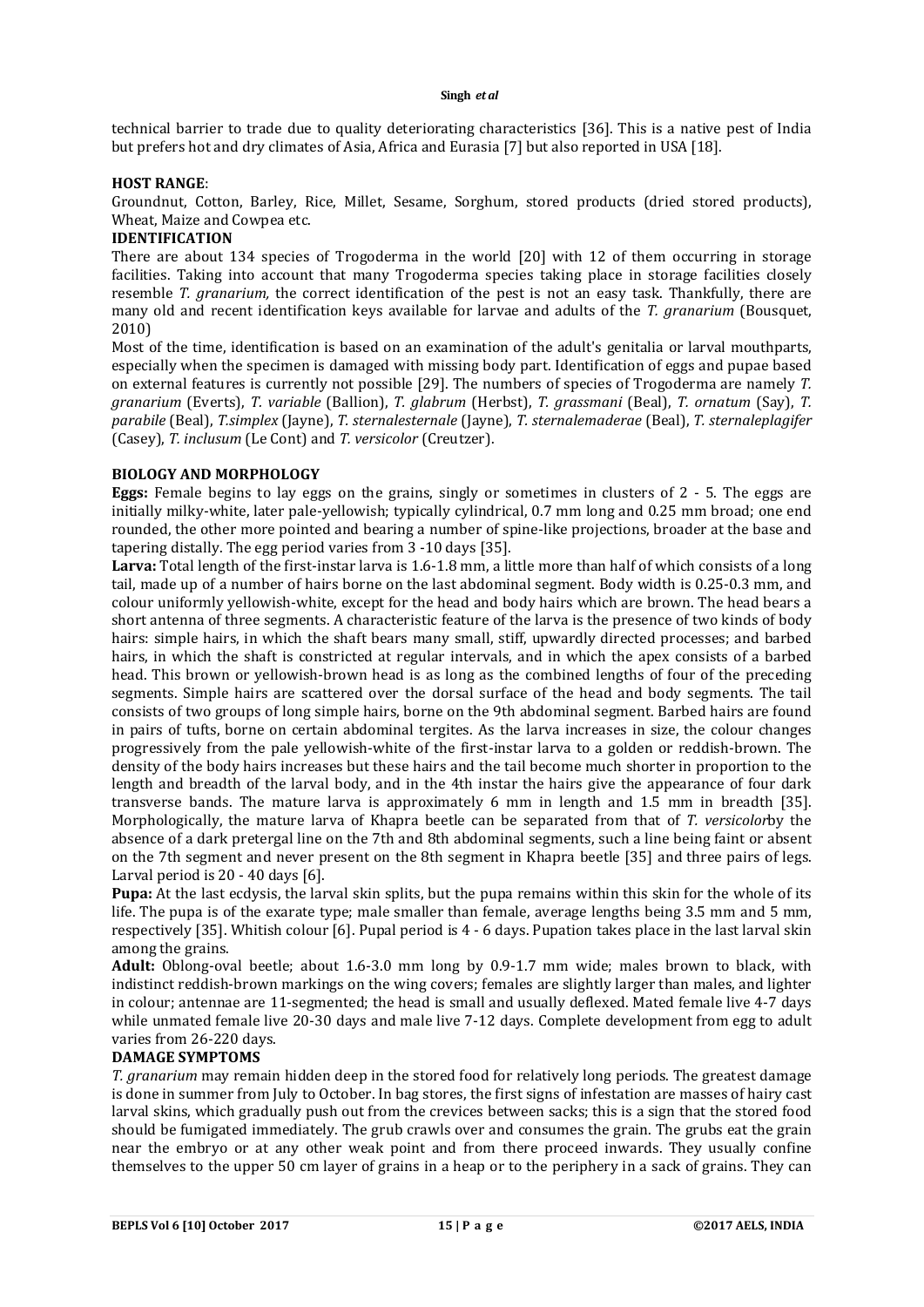technical barrier to trade due to quality deteriorating characteristics [36]. This is a native pest of India but prefers hot and dry climates of Asia, Africa and Eurasia [7] but also reported in USA [18].

**HOST RANGE**:

Groundnut, Cotton, Barley, Rice, Millet, Sesame, Sorghum, stored products (dried stored products), Wheat, Maize and Cowpea etc.

**IDENTIFICATION**

There are about 134 species of Trogoderma in the world [20] with 12 of them occurring in storage facilities. Taking into account that many Trogoderma species taking place in storage facilities closely resemble *T. granarium,* the correct identification of the pest is not an easy task. Thankfully, there are many old and recent identification keys available for larvae and adults of the *T. granarium* (Bousquet, 2010)

Most of the time, identification is based on an examination of the adult's genitalia or larval mouthparts, especially when the specimen is damaged with missing body part. Identification of eggs and pupae based on external features is currently not possible [29]. The numbers of species of Trogoderma are namely *T. granarium* (Everts), *T. variable* (Ballion), *T. glabrum* (Herbst), *T. grassmani* (Beal), *T. ornatum* (Say), *T. parabile* (Beal), *T.simplex* (Jayne), *T. sternalesternale* (Jayne), *T. sternalemaderae* (Beal), *T. sternaleplagifer* (Casey), *T. inclusum* (Le Cont) and *T. versicolor* (Creutzer).

**BIOLOGY AND MORPHOLOGY**

**Eggs:** Female begins to lay eggs on the grains, singly or sometimes in clusters of 2 - 5. The eggs are initially milky-white, later pale-yellowish; typically cylindrical, 0.7 mm long and 0.25 mm broad; one end rounded, the other more pointed and bearing a number of spine-like projections, broader at the base and tapering distally. The egg period varies from 3 -10 days [35].

**Larva:** Total length of the first-instar larva is 1.6-1.8 mm, a little more than half of which consists of a long tail, made up of a number of hairs borne on the last abdominal segment. Body width is 0.25-0.3 mm, and colour uniformly yellowish-white, except for the head and body hairs which are brown. The head bears a short antenna of three segments. A characteristic feature of the larva is the presence of two kinds of body hairs: simple hairs, in which the shaft bears many small, stiff, upwardly directed processes; and barbed hairs, in which the shaft is constricted at regular intervals, and in which the apex consists of a barbed head. This brown or yellowish-brown head is as long as the combined lengths of four of the preceding segments. Simple hairs are scattered over the dorsal surface of the head and body segments. The tail consists of two groups of long simple hairs, borne on the 9th abdominal segment. Barbed hairs are found in pairs of tufts, borne on certain abdominal tergites. As the larva increases in size, the colour changes progressively from the pale yellowish-white of the first-instar larva to a golden or reddish-brown. The density of the body hairs increases but these hairs and the tail become much shorter in proportion to the length and breadth of the larval body, and in the 4th instar the hairs give the appearance of four dark transverse bands. The mature larva is approximately 6 mm in length and 1.5 mm in breadth [35]. Morphologically, the mature larva of Khapra beetle can be separated from that of *T. versicolor*by the absence of a dark pretergal line on the 7th and 8th abdominal segments, such a line being faint or absent on the 7th segment and never present on the 8th segment in Khapra beetle [35] and three pairs of legs. Larval period is 20 - 40 days [6].

**Pupa:** At the last ecdysis, the larval skin splits, but the pupa remains within this skin for the whole of its life. The pupa is of the exarate type; male smaller than female, average lengths being 3.5 mm and 5 mm, respectively [35]. Whitish colour [6]. Pupal period is 4 - 6 days. Pupation takes place in the last larval skin among the grains.

**Adult:** Oblong-oval beetle; about 1.6-3.0 mm long by 0.9-1.7 mm wide; males brown to black, with indistinct reddish-brown markings on the wing covers; females are slightly larger than males, and lighter in colour; antennae are 11-segmented; the head is small and usually deflexed. Mated female live 4-7 days while unmated female live 20-30 days and male live 7-12 days. Complete development from egg to adult varies from 26-220 days.

**DAMAGE SYMPTOMS**

*T. granarium* may remain hidden deep in the stored food for relatively long periods. The greatest damage is done in summer from July to October. In bag stores, the first signs of infestation are masses of hairy cast larval skins, which gradually push out from the crevices between sacks; this is a sign that the stored food should be fumigated immediately. The grub crawls over and consumes the grain. The grubs eat the grain near the embryo or at any other weak point and from there proceed inwards. They usually confine themselves to the upper 50 cm layer of grains in a heap or to the periphery in a sack of grains. They can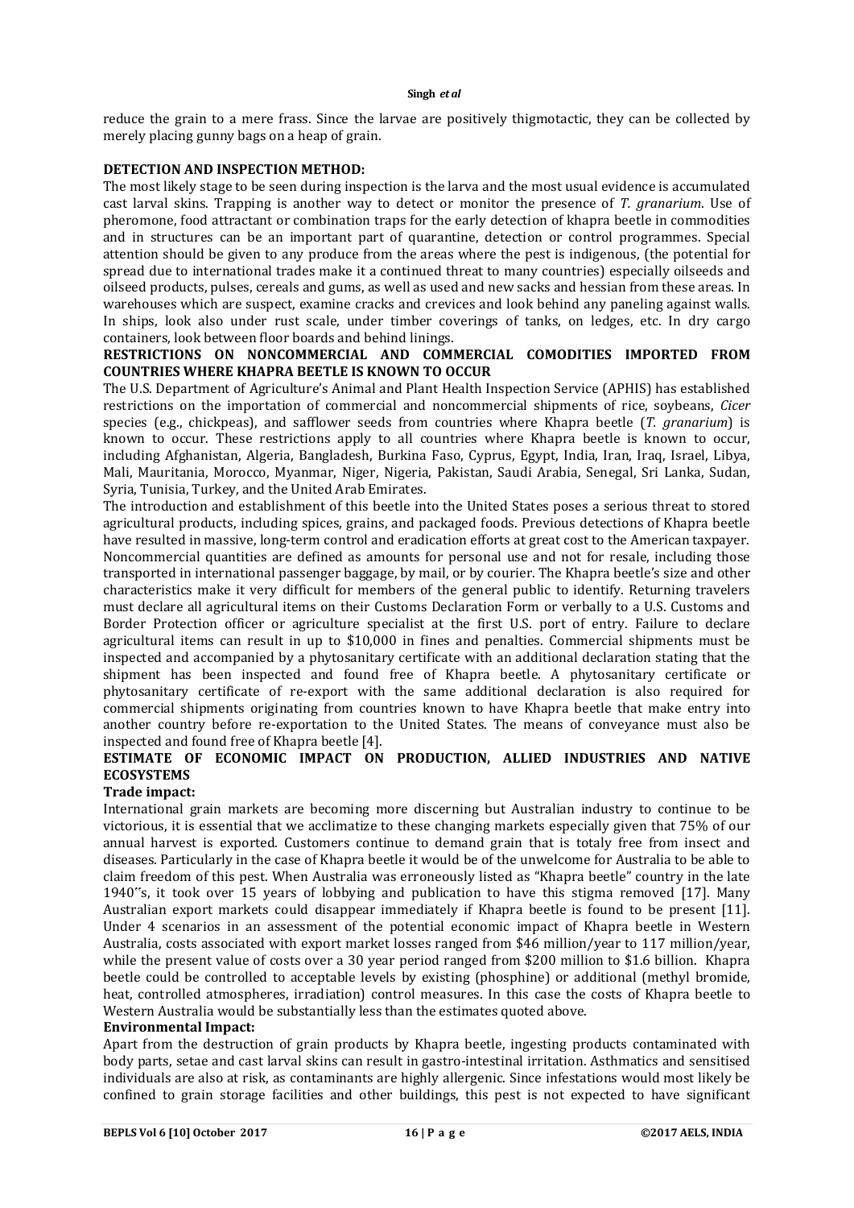reduce the grain to a mere frass. Since the larvae are positively thigmotactic, they can be collected by merely placing gunny bags on a heap of grain.

**DETECTION AND INSPECTION METHOD:**

The most likely stage to be seen during inspection is the larva and the most usual evidence is accumulated cast larval skins. Trapping is another way to detect or monitor the presence of *T. granarium*. Use of pheromone, food attractant or combination traps for the early detection of khapra beetle in commodities and in structures can be an important part of quarantine, detection or control programmes. Special attention should be given to any produce from the areas where the pest is indigenous, (the potential for spread due to international trades make it a continued threat to many countries) especially oilseeds and oilseed products, pulses, cereals and gums, as well as used and new sacks and hessian from these areas. In warehouses which are suspect, examine cracks and crevices and look behind any paneling against walls. In ships, look also under rust scale, under timber coverings of tanks, on ledges, etc. In dry cargo containers, look between floor boards and behind linings.

**RESTRICTIONS ON NONCOMMERCIAL AND COMMERCIAL COMODITIES IMPORTED FROM COUNTRIES WHERE KHAPRA BEETLE IS KNOWN TO OCCUR**

The U.S. Department of Agriculture's Animal and Plant Health Inspection Service (APHIS) has established restrictions on the importation of commercial and noncommercial shipments of rice, soybeans, *Cicer* species (e.g., chickpeas), and safflower seeds from countries where Khapra beetle (*T. granarium*) is known to occur. These restrictions apply to all countries where Khapra beetle is known to occur, including Afghanistan, Algeria, Bangladesh, Burkina Faso, Cyprus, Egypt, India, Iran, Iraq, Israel, Libya, Mali, Mauritania, Morocco, Myanmar, Niger, Nigeria, Pakistan, Saudi Arabia, Senegal, Sri Lanka, Sudan, Syria, Tunisia, Turkey, and the United Arab Emirates.

The introduction and establishment of this beetle into the United States poses a serious threat to stored agricultural products, including spices, grains, and packaged foods. Previous detections of Khapra beetle have resulted in massive, long-term control and eradication efforts at great cost to the American taxpayer. Noncommercial quantities are defined as amounts for personal use and not for resale, including those transported in international passenger baggage, by mail, or by courier. The Khapra beetle's size and other characteristics make it very difficult for members of the general public to identify. Returning travelers must declare all agricultural items on their Customs Declaration Form or verbally to a U.S. Customs and Border Protection officer or agriculture specialist at the first U.S. port of entry. Failure to declare agricultural items can result in up to $10,000 in fines and penalties. Commercial shipments must be inspected and accompanied by a phytosanitary certificate with an additional declaration stating that the shipment has been inspected and found free of Khapra beetle. A phytosanitary certificate or phytosanitary certificate of re-export with the same additional declaration is also required for commercial shipments originating from countries known to have Khapra beetle that make entry into another country before re-exportation to the United States. The means of conveyance must also be inspected and found free of Khapra beetle [4].

**ESTIMATE OF ECONOMIC IMPACT ON PRODUCTION, ALLIED INDUSTRIES AND NATIVE ECOSYSTEMS**

**Trade impact:**

International grain markets are becoming more discerning but Australian industry to continue to be victorious, it is essential that we acclimatize to these changing markets especially given that 75% of our annual harvest is exported. Customers continue to demand grain that is totaly free from insect and diseases. Particularly in the case of Khapra beetle it would be of the unwelcome for Australia to be able to claim freedom of this pest. When Australia was erroneously listed as "Khapra beetle" country in the late 1940"s, it took over 15 years of lobbying and publication to have this stigma removed [17]. Many Australian export markets could disappear immediately if Khapra beetle is found to be present [11]. Under 4 scenarios in an assessment of the potential economic impact of Khapra beetle in Western Australia, costs associated with export market losses ranged from $46 million/year to 117 million/year, while the present value of costs over a 30 year period ranged from $200 million to $1.6 billion. Khapra beetle could be controlled to acceptable levels by existing (phosphine) or additional (methyl bromide, heat, controlled atmospheres, irradiation) control measures. In this case the costs of Khapra beetle to Western Australia would be substantially less than the estimates quoted above.

**Environmental Impact:**

Apart from the destruction of grain products by Khapra beetle, ingesting products contaminated with body parts, setae and cast larval skins can result in gastro-intestinal irritation. Asthmatics and sensitised individuals are also at risk, as contaminants are highly allergenic. Since infestations would most likely be confined to grain storage facilities and other buildings, this pest is not expected to have significant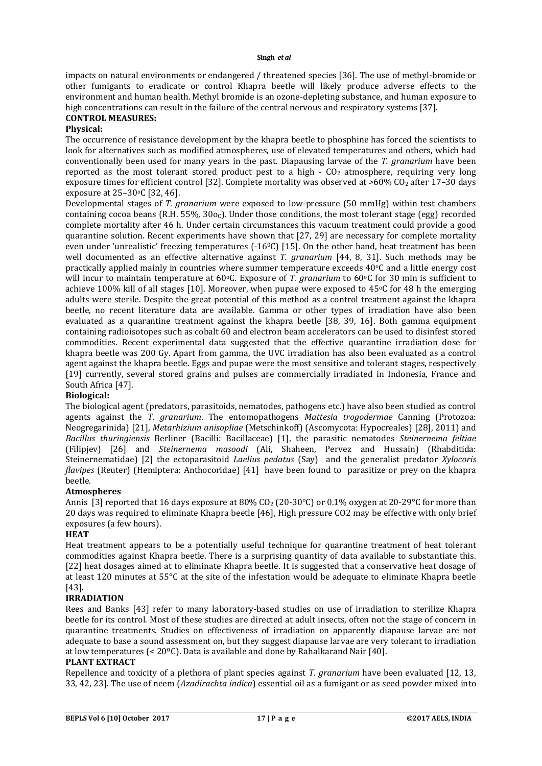impacts on natural environments or endangered / threatened species [36]. The use of methyl-bromide or other fumigants to eradicate or control Khapra beetle will likely produce adverse effects to the environment and human health. Methyl bromide is an ozone-depleting substance, and human exposure to high concentrations can result in the failure of the central nervous and respiratory systems [37].

## CONTROL MEASURES:

### Physical:

The occurrence of resistance development by the khapra beetle to phosphine has forced the scientists to look for alternatives such as modified atmospheres, use of elevated temperatures and others, which had conventionally been used for many years in the past. Diapausing larvae of the *T. granarium* have been reported as the most tolerant stored product pest to a high - $CO_2$ atmosphere, requiring very long exposure times for efficient control [32]. Complete mortality was observed at >60% $CO_2$ after 17–30 days exposure at 25–30°C [32, 46].

Developmental stages of *T. granarium* were exposed to low-pressure (50 mmHg) within test chambers containing cocoa beans (R.H. 55%, 30°C). Under those conditions, the most tolerant stage (egg) recorded complete mortality after 46 h. Under certain circumstances this vacuum treatment could provide a good quarantine solution. Recent experiments have shown that [27, 29] are necessary for complete mortality even under 'unrealistic' freezing temperatures (-16°C) [15]. On the other hand, heat treatment has been well documented as an effective alternative against *T. granarium* [44, 8, 31]. Such methods may be practically applied mainly in countries where summer temperature exceeds 40°C and a little energy cost will incur to maintain temperature at 60°C. Exposure of *T. granarium* to 60°C for 30 min is sufficient to achieve 100% kill of all stages [10]. Moreover, when pupae were exposed to 45°C for 48 h the emerging adults were sterile. Despite the great potential of this method as a control treatment against the khapra beetle, no recent literature data are available. Gamma or other types of irradiation have also been evaluated as a quarantine treatment against the khapra beetle [38, 39, 16]. Both gamma equipment containing radioisotopes such as cobalt 60 and electron beam accelerators can be used to disinfest stored commodities. Recent experimental data suggested that the effective quarantine irradiation dose for khapra beetle was 200 Gy. Apart from gamma, the UVC irradiation has also been evaluated as a control agent against the khapra beetle. Eggs and pupae were the most sensitive and tolerant stages, respectively [19] currently, several stored grains and pulses are commercially irradiated in Indonesia, France and South Africa [47].

### Biological:

The biological agent (predators, parasitoids, nematodes, pathogens etc.) have also been studied as control agents against the *T. granarium*. The entomopathogens *Mattesia trogodermae* Canning (Protozoa: Neogregarinida) [21], *Metarhizium anisopliae* (Metschinkoff) (Ascomycota: Hypocreales) [28], 2011) and *Bacillus thuringiensis* Berliner (Bacilli: Bacillaceae) [1], the parasitic nematodes *Steinernema feltiae* (Filipjev) [26] and *Steinernema masoodi* (Ali, Shaheen, Pervez and Hussain) (Rhabditida: Steinernematidae) [2] the ectoparasitoid *Laelius pedatus* (Say) and the generalist predator *Xylocoris flavipes* (Reuter) (Hemiptera: Anthocoridae) [41] have been found to parasitize or prey on the khapra beetle.

### Atmospheres

Annis [3] reported that 16 days exposure at 80% $CO_2$ (20-30°C) or 0.1% oxygen at 20-29°C for more than 20 days was required to eliminate Khapra beetle [46], High pressure $CO_2$ may be effective with only brief exposures (a few hours).

### HEAT

Heat treatment appears to be a potentially useful technique for quarantine treatment of heat tolerant commodities against Khapra beetle. There is a surprising quantity of data available to substantiate this. [22] heat dosages aimed at to eliminate Khapra beetle. It is suggested that a conservative heat dosage of at least 120 minutes at 55°C at the site of the infestation would be adequate to eliminate Khapra beetle [43].

### IRRADIATION

Rees and Banks [43] refer to many laboratory-based studies on use of irradiation to sterilize Khapra beetle for its control. Most of these studies are directed at adult insects, often not the stage of concern in quarantine treatments. Studies on effectiveness of irradiation on apparently diapause larvae are not adequate to base a sound assessment on, but they suggest diapause larvae are very tolerant to irradiation at low temperatures (< 20ºC). Data is available and done by Rahalkarand Nair [40].

### PLANT EXTRACT

Repellence and toxicity of a plethora of plant species against *T. granarium* have been evaluated [12, 13, 33, 42, 23]. The use of neem (*Azadirachta indica*) essential oil as a fumigant or as seed powder mixed into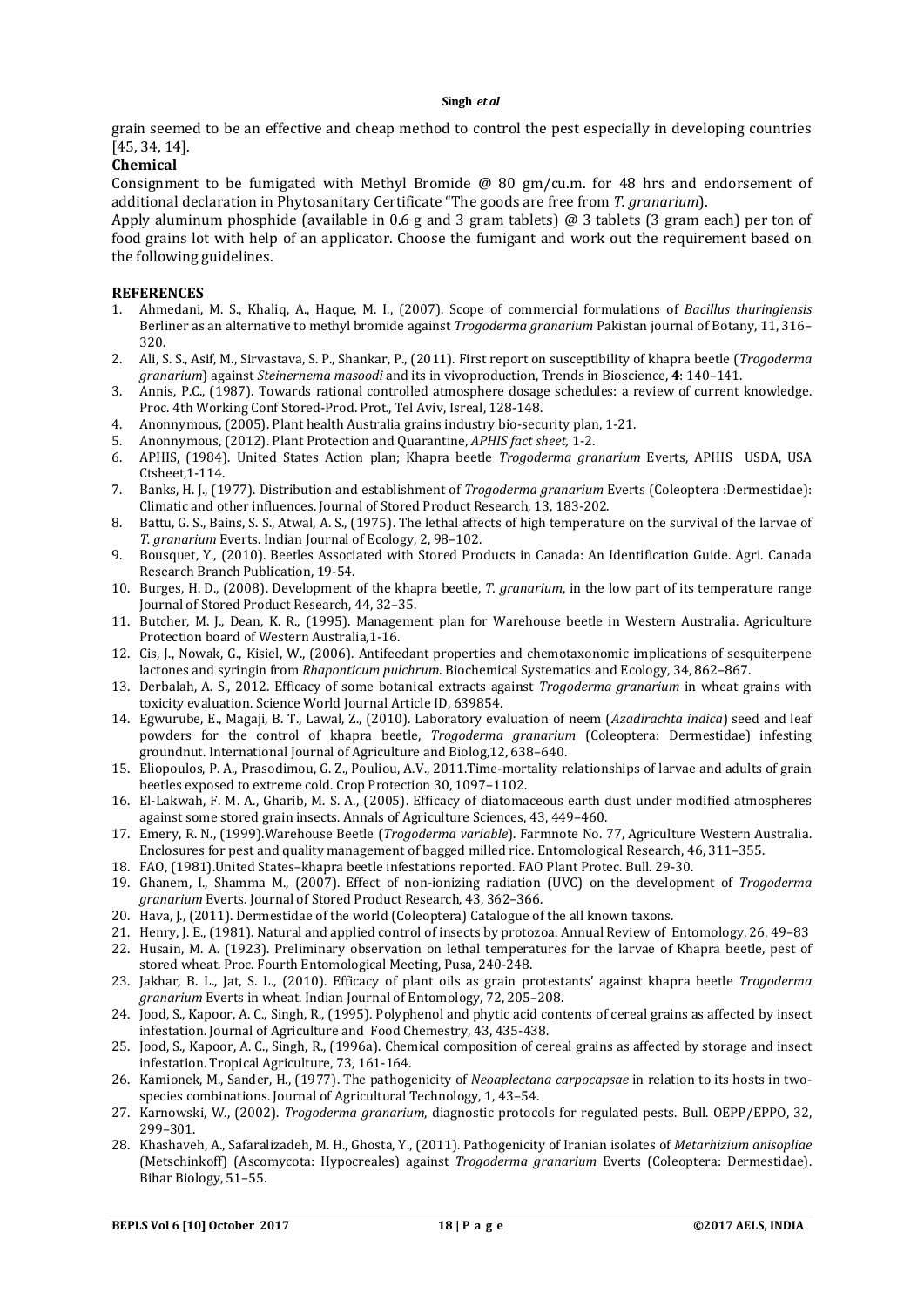grain seemed to be an effective and cheap method to control the pest especially in developing countries [45, 34, 14].

**Chemical**

Consignment to be fumigated with Methyl Bromide @ 80 gm/cu.m. for 48 hrs and endorsement of additional declaration in Phytosanitary Certificate "The goods are free from *T. granarium*).

Apply aluminum phosphide (available in 0.6 g and 3 gram tablets) @ 3 tablets (3 gram each) per ton of food grains lot with help of an applicator. Choose the fumigant and work out the requirement based on the following guidelines.

## REFERENCES

1. Ahmedani, M. S., Khaliq, A., Haque, M. I., (2007). Scope of commercial formulations of *Bacillus thuringiensis* Berliner as an alternative to methyl bromide against *Trogoderma granarium* Pakistan journal of Botany, 11, 316–320.
2. Ali, S. S., Asif, M., Sirvastava, S. P., Shankar, P., (2011). First report on susceptibility of khapra beetle (*Trogoderma granarium*) against *Steinernema masoodi* and its in vivoproduction, Trends in Bioscience, **4**: 140–141.
3. Annis, P.C., (1987). Towards rational controlled atmosphere dosage schedules: a review of current knowledge. Proc. 4th Working Conf Stored-Prod. Prot., Tel Aviv, Isreal, 128-148.
4. Anonnymous, (2005). Plant health Australia grains industry bio-security plan, 1-21.
5. Anonnymous, (2012). Plant Protection and Quarantine, *APHIS fact sheet,* 1-2.
6. APHIS, (1984). United States Action plan; Khapra beetle *Trogoderma granarium* Everts, APHIS USDA, USA Ctsheet,1-114.
7. Banks, H. J., (1977). Distribution and establishment of *Trogoderma granarium* Everts (Coleoptera :Dermestidae): Climatic and other influences. Journal of Stored Product Research, 13, 183-202.
8. Battu, G. S., Bains, S. S., Atwal, A. S., (1975). The lethal affects of high temperature on the survival of the larvae of *T. granarium* Everts. Indian Journal of Ecology, 2, 98–102.
9. Bousquet, Y., (2010). Beetles Associated with Stored Products in Canada: An Identification Guide. Agri. Canada Research Branch Publication, 19-54.
10. Burges, H. D., (2008). Development of the khapra beetle, *T. granarium*, in the low part of its temperature range Journal of Stored Product Research, 44, 32–35.
11. Butcher, M. J., Dean, K. R., (1995). Management plan for Warehouse beetle in Western Australia. Agriculture Protection board of Western Australia,1-16.
12. Cis, J., Nowak, G., Kisiel, W., (2006). Antifeedant properties and chemotaxonomic implications of sesquiterpene lactones and syringin from *Rhaponticum pulchrum*. Biochemical Systematics and Ecology, 34, 862–867.
13. Derbalah, A. S., 2012. Efficacy of some botanical extracts against *Trogoderma granarium* in wheat grains with toxicity evaluation. Science World Journal Article ID, 639854.
14. Egwurube, E., Magaji, B. T., Lawal, Z., (2010). Laboratory evaluation of neem (*Azadirachta indica*) seed and leaf powders for the control of khapra beetle, *Trogoderma granarium* (Coleoptera: Dermestidae) infesting groundnut. International Journal of Agriculture and Biolog,12, 638–640.
15. Eliopoulos, P. A., Prasodimou, G. Z., Pouliou, A.V., 2011.Time-mortality relationships of larvae and adults of grain beetles exposed to extreme cold. Crop Protection 30, 1097–1102.
16. El-Lakwah, F. M. A., Gharib, M. S. A., (2005). Efficacy of diatomaceous earth dust under modified atmospheres against some stored grain insects. Annals of Agriculture Sciences, 43, 449–460.
17. Emery, R. N., (1999).Warehouse Beetle (*Trogoderma variable*). Farmnote No. 77, Agriculture Western Australia. Enclosures for pest and quality management of bagged milled rice. Entomological Research, 46, 311–355.
18. FAO, (1981).United States–khapra beetle infestations reported. FAO Plant Protec. Bull. 29-30.
19. Ghanem, I., Shamma M., (2007). Effect of non-ionizing radiation (UVC) on the development of *Trogoderma granarium* Everts. Journal of Stored Product Research, 43, 362–366.
20. Hava, J., (2011). Dermestidae of the world (Coleoptera) Catalogue of the all known taxons.
21. Henry, J. E., (1981). Natural and applied control of insects by protozoa. Annual Review of Entomology, 26, 49–83
22. Husain, M. A. (1923). Preliminary observation on lethal temperatures for the larvae of Khapra beetle, pest of stored wheat. Proc. Fourth Entomological Meeting, Pusa, 240-248.
23. Jakhar, B. L., Jat, S. L., (2010). Efficacy of plant oils as grain protestants' against khapra beetle *Trogoderma granarium* Everts in wheat. Indian Journal of Entomology, 72, 205–208.
24. Jood, S., Kapoor, A. C., Singh, R., (1995). Polyphenol and phytic acid contents of cereal grains as affected by insect infestation. Journal of Agriculture and Food Chemestry, 43, 435-438.
25. Jood, S., Kapoor, A. C., Singh, R., (1996a). Chemical composition of cereal grains as affected by storage and insect infestation. Tropical Agriculture, 73, 161-164.
26. Kamionek, M., Sander, H., (1977). The pathogenicity of *Neoaplectana carpocapsae* in relation to its hosts in two-species combinations. Journal of Agricultural Technology, 1, 43–54.
27. Karnowski, W., (2002). *Trogoderma granarium*, diagnostic protocols for regulated pests. Bull. OEPP/EPPO, 32, 299–301.
28. Khashaveh, A., Safaralizadeh, M. H., Ghosta, Y., (2011). Pathogenicity of Iranian isolates of *Metarhizium anisopliae* (Metschinkoff) (Ascomycota: Hypocreales) against *Trogoderma granarium* Everts (Coleoptera: Dermestidae). Bihar Biology, 51–55.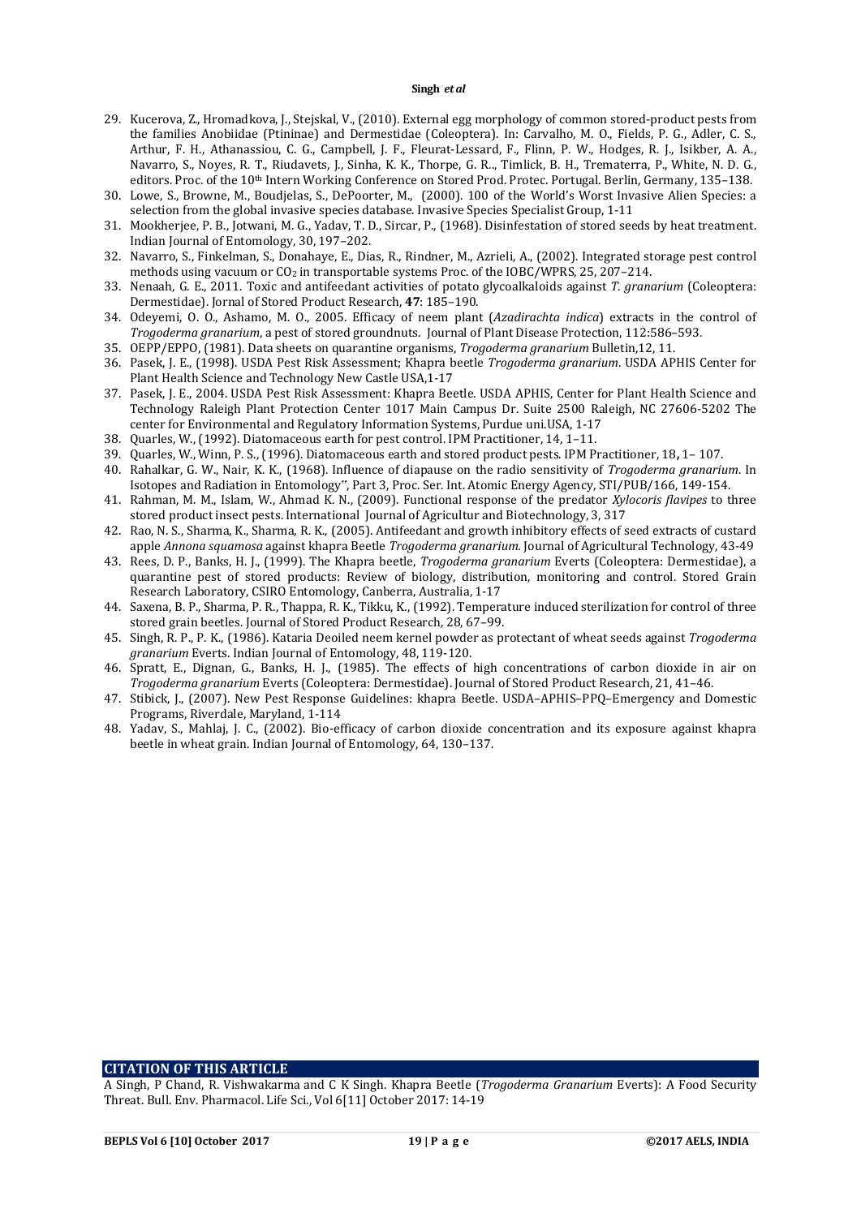29. Kucerova, Z., Hromadkova, J., Stejskal, V., (2010). External egg morphology of common stored-product pests from the families Anobiidae (Ptininae) and Dermestidae (Coleoptera). In: Carvalho, M. O., Fields, P. G., Adler, C. S., Arthur, F. H., Athanassiou, C. G., Campbell, J. F., Fleurat-Lessard, F., Flinn, P. W., Hodges, R. J., Isikber, A. A., Navarro, S., Noyes, R. T., Riudavets, J., Sinha, K. K., Thorpe, G. R.., Timlick, B. H., Trematerra, P., White, N. D. G., editors. Proc. of the 10th Intern Working Conference on Stored Prod. Protec. Portugal. Berlin, Germany, 135–138.
30. Lowe, S., Browne, M., Boudjelas, S., DePoorter, M., (2000). 100 of the World's Worst Invasive Alien Species: a selection from the global invasive species database. Invasive Species Specialist Group, 1-11
31. Mookherjee, P. B., Jotwani, M. G., Yadav, T. D., Sircar, P., (1968). Disinfestation of stored seeds by heat treatment. Indian Journal of Entomology, 30, 197–202.
32. Navarro, S., Finkelman, S., Donahaye, E., Dias, R., Rindner, M., Azrieli, A., (2002). Integrated storage pest control methods using vacuum or $CO_2$ in transportable systems Proc. of the IOBC/WPRS, 25, 207–214.
33. Nenaah, G. E., 2011. Toxic and antifeedant activities of potato glycoalkaloids against *T. granarium* (Coleoptera: Dermestidae). Jornal of Stored Product Research, **47**: 185–190.
34. Odeyemi, O. O., Ashamo, M. O., 2005. Efficacy of neem plant (*Azadirachta indica*) extracts in the control of *Trogoderma granarium*, a pest of stored groundnuts. Journal of Plant Disease Protection, 112:586–593.
35. OEPP/EPPO, (1981). Data sheets on quarantine organisms, *Trogoderma granarium* Bulletin,12, 11.
36. Pasek, J. E., (1998). USDA Pest Risk Assessment; Khapra beetle *Trogoderma granarium*. USDA APHIS Center for Plant Health Science and Technology New Castle USA,1-17
37. Pasek, J. E., 2004. USDA Pest Risk Assessment: Khapra Beetle. USDA APHIS, Center for Plant Health Science and Technology Raleigh Plant Protection Center 1017 Main Campus Dr. Suite 2500 Raleigh, NC 27606-5202 The center for Environmental and Regulatory Information Systems, Purdue uni.USA, 1-17
38. Quarles, W., (1992). Diatomaceous earth for pest control. IPM Practitioner, 14, 1–11.
39. Quarles, W., Winn, P. S., (1996). Diatomaceous earth and stored product pests. IPM Practitioner, 18**,** 1– 107.
40. Rahalkar, G. W., Nair, K. K., (1968). Influence of diapause on the radio sensitivity of *Trogoderma granarium*. In Isotopes and Radiation in Entomology", Part 3, Proc. Ser. Int. Atomic Energy Agency, STI/PUB/166, 149-154.
41. Rahman, M. M., Islam, W., Ahmad K. N., (2009). Functional response of the predator *Xylocoris flavipes* to three stored product insect pests. International Journal of Agricultur and Biotechnology, 3, 317
42. Rao, N. S., Sharma, K., Sharma, R. K., (2005). Antifeedant and growth inhibitory effects of seed extracts of custard apple *Annona squamosa* against khapra Beetle *Trogoderma granarium.* Journal of Agricultural Technology, 43-49
43. Rees, D. P., Banks, H. J., (1999). The Khapra beetle, *Trogoderma granarium* Everts (Coleoptera: Dermestidae), a quarantine pest of stored products: Review of biology, distribution, monitoring and control. Stored Grain Research Laboratory, CSIRO Entomology, Canberra, Australia, 1-17
44. Saxena, B. P., Sharma, P. R., Thappa, R. K., Tikku, K., (1992). Temperature induced sterilization for control of three stored grain beetles. Journal of Stored Product Research, 28, 67–99.
45. Singh, R. P., P. K., (1986). Kataria Deoiled neem kernel powder as protectant of wheat seeds against *Trogoderma granarium* Everts. Indian Journal of Entomology, 48, 119-120.
46. Spratt, E., Dignan, G., Banks, H. J., (1985). The effects of high concentrations of carbon dioxide in air on *Trogoderma granarium* Everts (Coleoptera: Dermestidae). Journal of Stored Product Research, 21, 41–46.
47. Stibick, J., (2007). New Pest Response Guidelines: khapra Beetle. USDA–APHIS–PPQ–Emergency and Domestic Programs, Riverdale, Maryland, 1-114
48. Yadav, S., Mahlaj, J. C., (2002). Bio-efficacy of carbon dioxide concentration and its exposure against khapra beetle in wheat grain. Indian Journal of Entomology, 64, 130–137.

## CITATION OF THIS ARTICLE

A Singh, P Chand, R. Vishwakarma and C K Singh. Khapra Beetle (*Trogoderma Granarium* Everts): A Food Security Threat. Bull. Env. Pharmacol. Life Sci., Vol 6[11] October 2017: 14-19